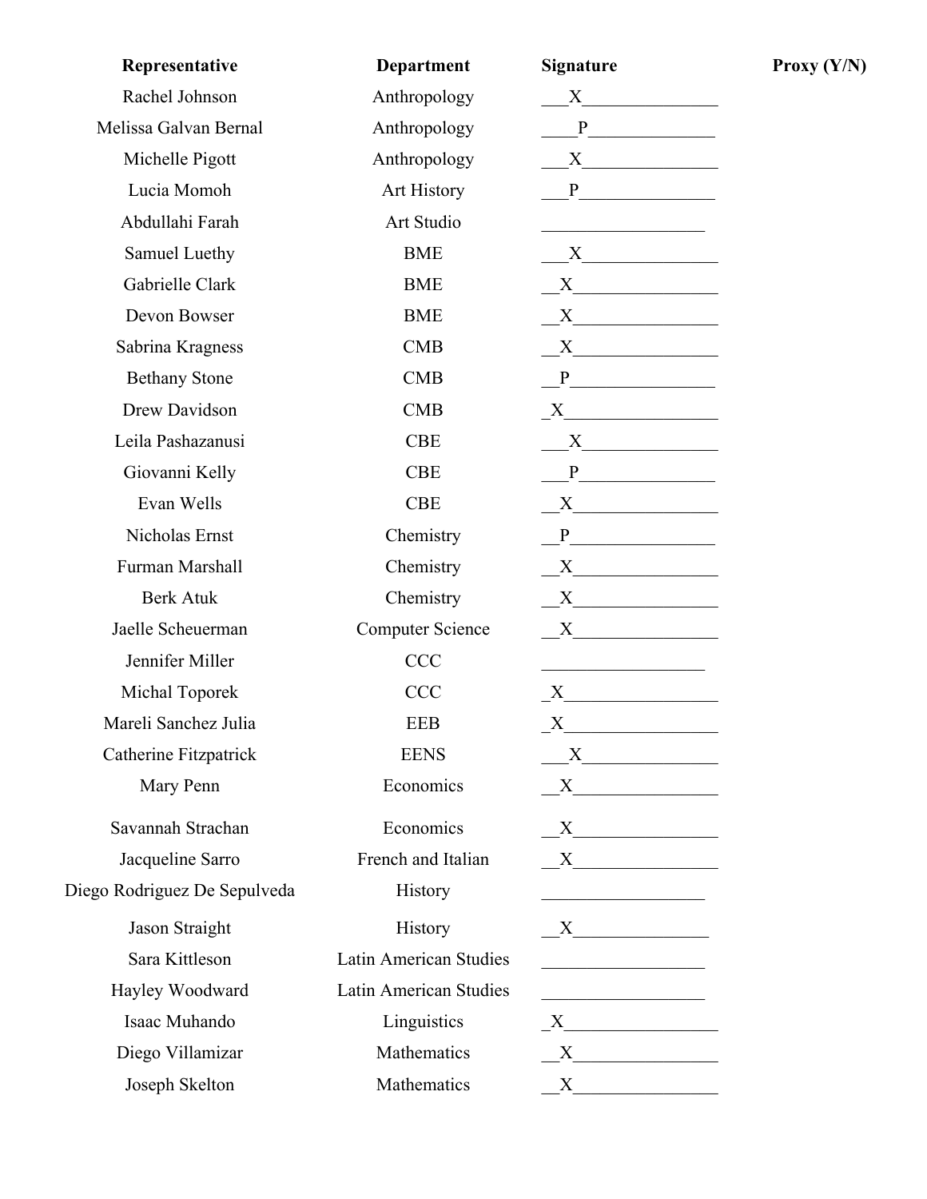| Representative | Department | Signature | Proxy (Y/N) |
|---|---|---|---|
| Rachel Johnson | Anthropology | X | |
| Melissa Galvan Bernal | Anthropology | P | |
| Michelle Pigott | Anthropology | X | |
| Lucia Momoh | Art History | P | |
| Abdullahi Farah | Art Studio | | |
| Samuel Luethy | BME | X | |
| Gabrielle Clark | BME | X | |
| Devon Bowser | BME | X | |
| Sabrina Kragness | CMB | X | |
| Bethany Stone | CMB | P | |
| Drew Davidson | CMB | X | |
| Leila Pashazanusi | CBE | X | |
| Giovanni Kelly | CBE | P | |
| Evan Wells | CBE | X | |
| Nicholas Ernst | Chemistry | P | |
| Furman Marshall | Chemistry | X | |
| Berk Atuk | Chemistry | X | |
| Jaelle Scheuerman | Computer Science | X | |
| Jennifer Miller | CCC | | |
| Michal Toporek | CCC | X | |
| Mareli Sanchez Julia | EEB | X | |
| Catherine Fitzpatrick | EENS | X | |
| Mary Penn | Economics | X | |
| Savannah Strachan | Economics | X | |
| Jacqueline Sarro | French and Italian | X | |
| Diego Rodriguez De Sepulveda | History | | |
| Jason Straight | History | X | |
| Sara Kittleson | Latin American Studies | | |
| Hayley Woodward | Latin American Studies | | |
| Isaac Muhando | Linguistics | X | |
| Diego Villamizar | Mathematics | X | |
| Joseph Skelton | Mathematics | X | |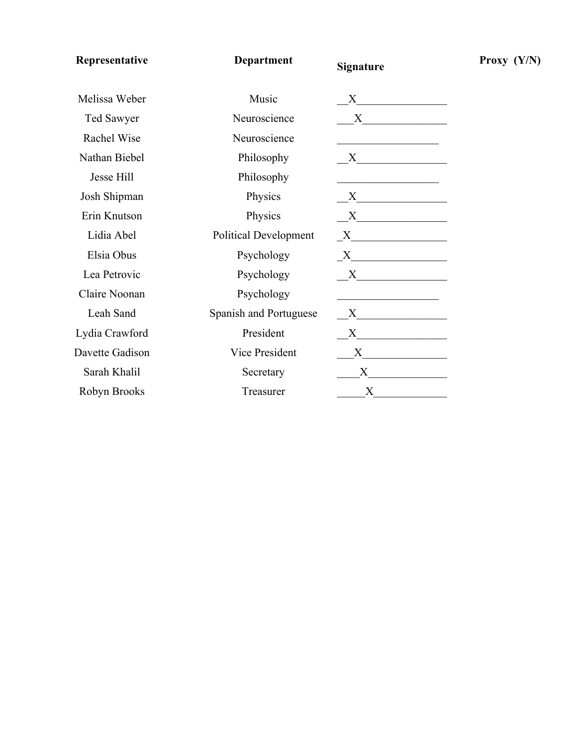| Representative | Department | Signature | Proxy (Y/N) |
|---|---|---|---|
| Melissa Weber | Music | X | |
| Ted Sawyer | Neuroscience | X | |
| Rachel Wise | Neuroscience | | |
| Nathan Biebel | Philosophy | X | |
| Jesse Hill | Philosophy | | |
| Josh Shipman | Physics | X | |
| Erin Knutson | Physics | X | |
| Lidia Abel | Political Development | X | |
| Elsia Obus | Psychology | X | |
| Lea Petrovic | Psychology | X | |
| Claire Noonan | Psychology | | |
| Leah Sand | Spanish and Portuguese | X | |
| Lydia Crawford | President | X | |
| Davette Gadison | Vice President | X | |
| Sarah Khalil | Secretary | X | |
| Robyn Brooks | Treasurer | X | |